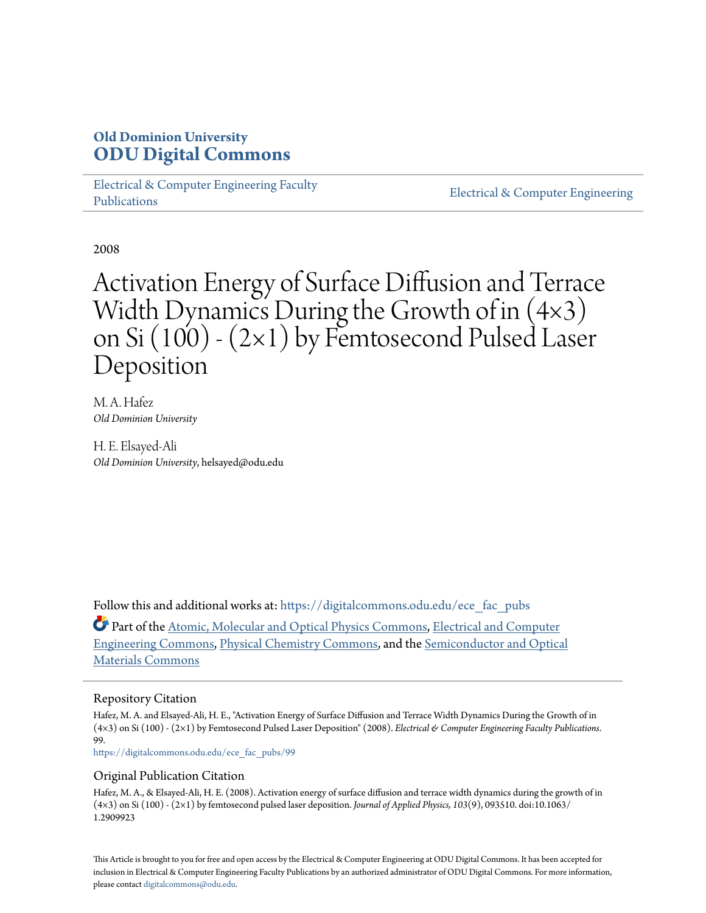# Old Dominion University
# ODU Digital Commons

Electrical & Computer Engineering Faculty Publications

Electrical & Computer Engineering

2008

# Activation Energy of Surface Diffusion and Terrace Width Dynamics During the Growth of in (4×3) on Si (100) - (2×1) by Femtosecond Pulsed Laser Deposition

M. A. Hafez
*Old Dominion University*

H. E. Elsayed-Ali
*Old Dominion University*, helsayed@odu.edu

Follow this and additional works at: https://digitalcommons.odu.edu/ece_fac_pubs

Part of the Atomic, Molecular and Optical Physics Commons, Electrical and Computer Engineering Commons, Physical Chemistry Commons, and the Semiconductor and Optical Materials Commons

## Repository Citation

Hafez, M. A. and Elsayed-Ali, H. E., "Activation Energy of Surface Diffusion and Terrace Width Dynamics During the Growth of in (4×3) on Si (100) - (2×1) by Femtosecond Pulsed Laser Deposition" (2008). *Electrical & Computer Engineering Faculty Publications*. 99.
https://digitalcommons.odu.edu/ece_fac_pubs/99

## Original Publication Citation

Hafez, M. A., & Elsayed-Ali, H. E. (2008). Activation energy of surface diffusion and terrace width dynamics during the growth of in (4×3) on Si (100) - (2×1) by femtosecond pulsed laser deposition. *Journal of Applied Physics, 103*(9), 093510. doi:10.1063/1.2909923

This Article is brought to you for free and open access by the Electrical & Computer Engineering at ODU Digital Commons. It has been accepted for inclusion in Electrical & Computer Engineering Faculty Publications by an authorized administrator of ODU Digital Commons. For more information, please contact digitalcommons@odu.edu.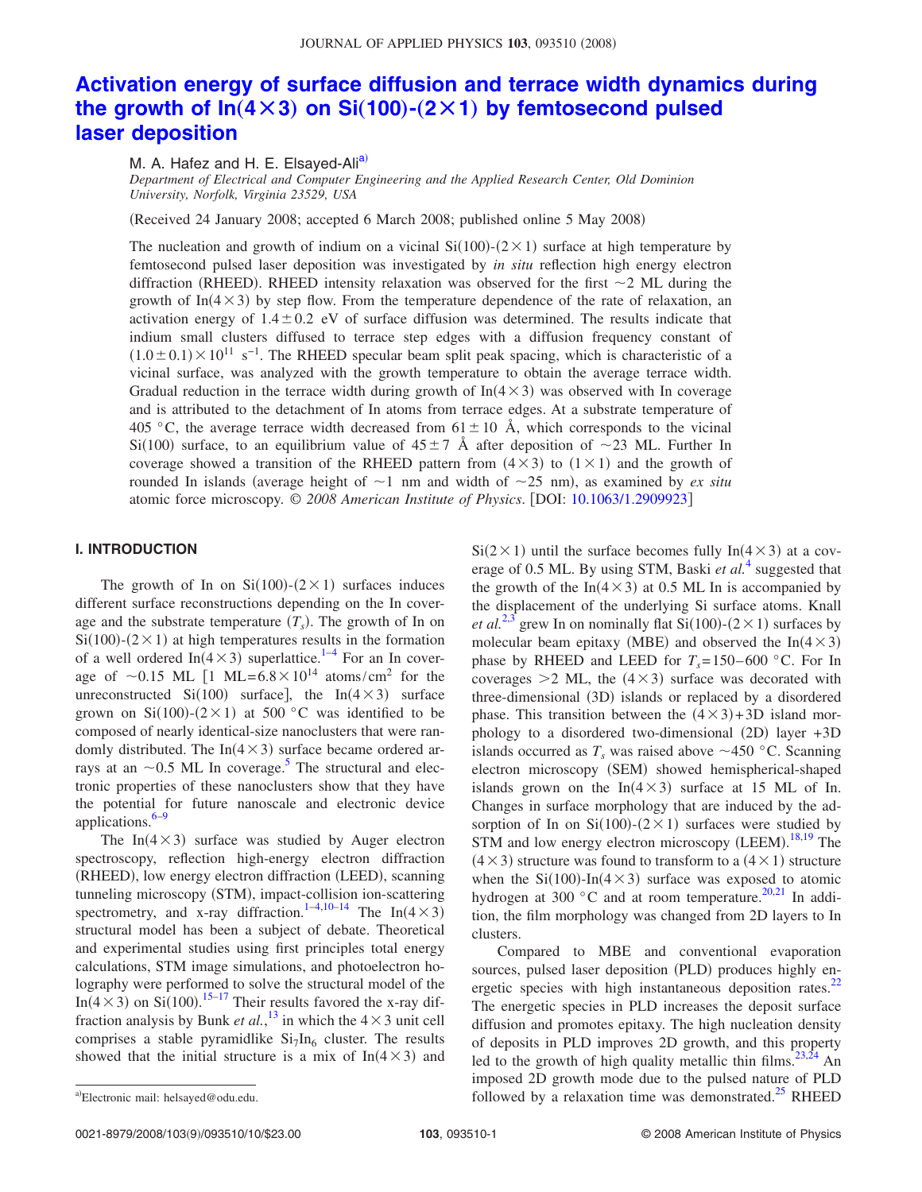# Activation energy of surface diffusion and terrace width dynamics during the growth of In(4×3) on Si(100)-(2×1) by femtosecond pulsed laser deposition

M. A. Hafez and H. E. Elsayed-Ali[a]

*Department of Electrical and Computer Engineering and the Applied Research Center, Old Dominion University, Norfolk, Virginia 23529, USA*

(Received 24 January 2008; accepted 6 March 2008; published online 5 May 2008)

The nucleation and growth of indium on a vicinal Si(100)-(2×1) surface at high temperature by femtosecond pulsed laser deposition was investigated by *in situ* reflection high energy electron diffraction (RHEED). RHEED intensity relaxation was observed for the first ~2 ML during the growth of In(4×3) by step flow. From the temperature dependence of the rate of relaxation, an activation energy of 1.4±0.2 eV of surface diffusion was determined. The results indicate that indium small clusters diffused to terrace step edges with a diffusion frequency constant of $(1.0\pm0.1)\times10^{11}$ $s^{-1}$. The RHEED specular beam split peak spacing, which is characteristic of a vicinal surface, was analyzed with the growth temperature to obtain the average terrace width. Gradual reduction in the terrace width during growth of In(4×3) was observed with In coverage and is attributed to the detachment of In atoms from terrace edges. At a substrate temperature of 405 °C, the average terrace width decreased from 61±10 Å, which corresponds to the vicinal Si(100) surface, to an equilibrium value of 45±7 Å after deposition of ~23 ML. Further In coverage showed a transition of the RHEED pattern from (4×3) to (1×1) and the growth of rounded In islands (average height of ~1 nm and width of ~25 nm), as examined by *ex situ* atomic force microscopy. © *2008 American Institute of Physics*. [DOI: 10.1063/1.2909923]

## I. INTRODUCTION

The growth of In on Si(100)-(2×1) surfaces induces different surface reconstructions depending on the In coverage and the substrate temperature ($T_s$). The growth of In on Si(100)-(2×1) at high temperatures results in the formation of a well ordered In(4×3) superlattice.[1–4] For an In coverage of ~0.15 ML [1 ML=$6.8\times10^{14}$ atoms/cm$^2$ for the unreconstructed Si(100) surface], the In(4×3) surface grown on Si(100)-(2×1) at 500 °C was identified to be composed of nearly identical-size nanoclusters that were randomly distributed. The In(4×3) surface became ordered arrays at an ~0.5 ML In coverage.[5] The structural and electronic properties of these nanoclusters show that they have the potential for future nanoscale and electronic device applications.[6–9]

The In(4×3) surface was studied by Auger electron spectroscopy, reflection high-energy electron diffraction (RHEED), low energy electron diffraction (LEED), scanning tunneling microscopy (STM), impact-collision ion-scattering spectrometry, and x-ray diffraction.[1–4,10–14] The In(4×3) structural model has been a subject of debate. Theoretical and experimental studies using first principles total energy calculations, STM image simulations, and photoelectron holography were performed to solve the structural model of the In(4×3) on Si(100).[15–17] Their results favored the x-ray diffraction analysis by Bunk *et al.*,[13] in which the 4×3 unit cell comprises a stable pyramidlike $Si_7In_6$ cluster. The results showed that the initial structure is a mix of In(4×3) and Si(2×1) until the surface becomes fully In(4×3) at a coverage of 0.5 ML. By using STM, Baski *et al.*[4] suggested that the growth of the In(4×3) at 0.5 ML In is accompanied by the displacement of the underlying Si surface atoms. Knall *et al.*[2,3] grew In on nominally flat Si(100)-(2×1) surfaces by molecular beam epitaxy (MBE) and observed the In(4×3) phase by RHEED and LEED for $T_s$=150–600 °C. For In coverages >2 ML, the (4×3) surface was decorated with three-dimensional (3D) islands or replaced by a disordered phase. This transition between the (4×3)+3D island morphology to a disordered two-dimensional (2D) layer +3D islands occurred as $T_s$ was raised above ~450 °C. Scanning electron microscopy (SEM) showed hemispherical-shaped islands grown on the In(4×3) surface at 15 ML of In. Changes in surface morphology that are induced by the adsorption of In on Si(100)-(2×1) surfaces were studied by STM and low energy electron microscopy (LEEM).[18,19] The (4×3) structure was found to transform to a (4×1) structure when the Si(100)-In(4×3) surface was exposed to atomic hydrogen at 300 °C and at room temperature.[20,21] In addition, the film morphology was changed from 2D layers to In clusters.

Compared to MBE and conventional evaporation sources, pulsed laser deposition (PLD) produces highly energetic species with high instantaneous deposition rates.[22] The energetic species in PLD increases the deposit surface diffusion and promotes epitaxy. The high nucleation density of deposits in PLD improves 2D growth, and this property led to the growth of high quality metallic thin films.[23,24] An imposed 2D growth mode due to the pulsed nature of PLD followed by a relaxation time was demonstrated.[25] RHEED

[a]Electronic mail: helsayed@odu.edu.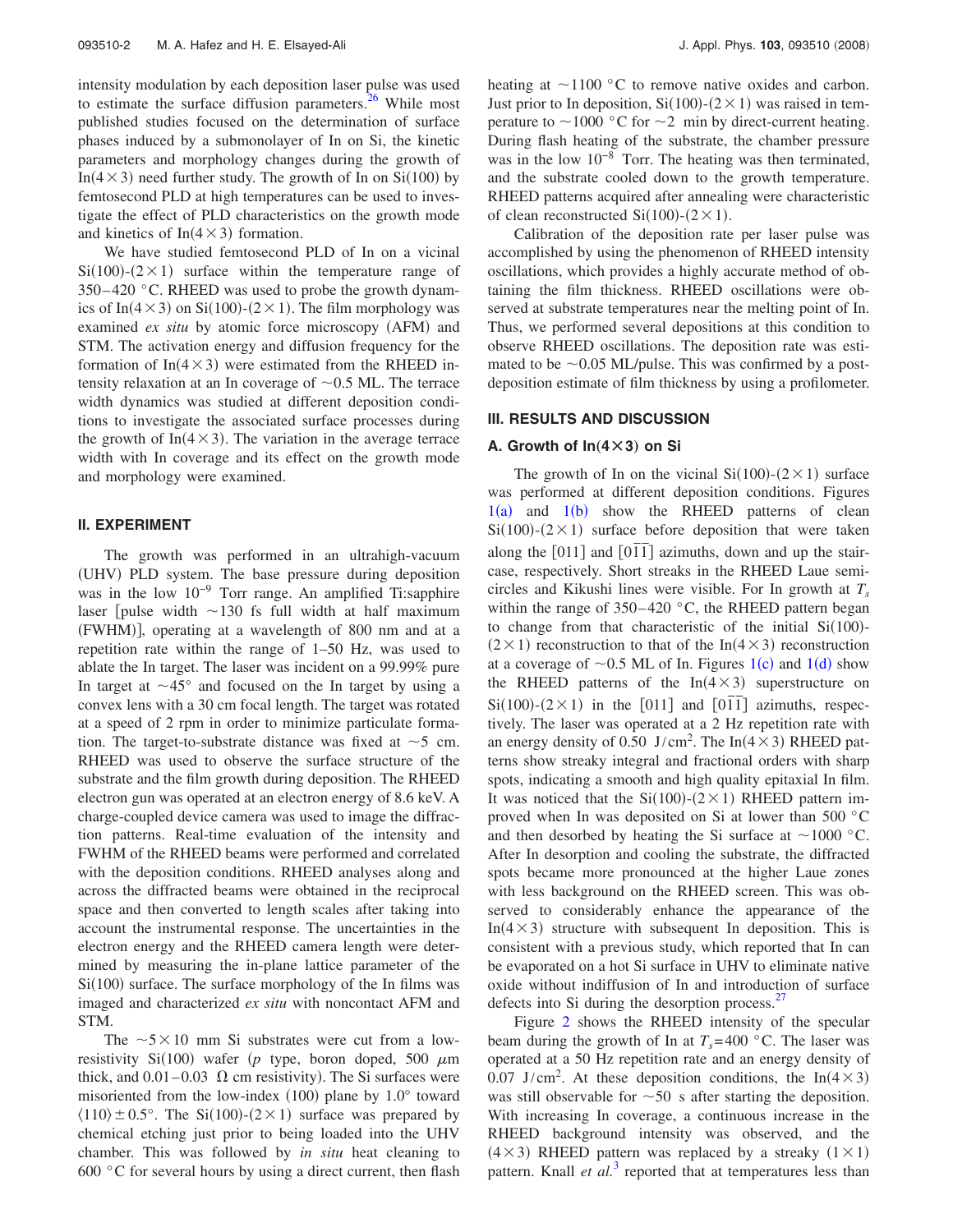intensity modulation by each deposition laser pulse was used to estimate the surface diffusion parameters.[26] While most published studies focused on the determination of surface phases induced by a submonolayer of In on Si, the kinetic parameters and morphology changes during the growth of In(4×3) need further study. The growth of In on Si(100) by femtosecond PLD at high temperatures can be used to investigate the effect of PLD characteristics on the growth mode and kinetics of In(4×3) formation.

We have studied femtosecond PLD of In on a vicinal Si(100)-(2×1) surface within the temperature range of 350–420 °C. RHEED was used to probe the growth dynamics of In(4×3) on Si(100)-(2×1). The film morphology was examined *ex situ* by atomic force microscopy (AFM) and STM. The activation energy and diffusion frequency for the formation of In(4×3) were estimated from the RHEED intensity relaxation at an In coverage of ~0.5 ML. The terrace width dynamics was studied at different deposition conditions to investigate the associated surface processes during the growth of In(4×3). The variation in the average terrace width with In coverage and its effect on the growth mode and morphology were examined.

## II. EXPERIMENT

The growth was performed in an ultrahigh-vacuum (UHV) PLD system. The base pressure during deposition was in the low $10^{-9}$ Torr range. An amplified Ti:sapphire laser [pulse width ~130 fs full width at half maximum (FWHM)], operating at a wavelength of 800 nm and at a repetition rate within the range of 1–50 Hz, was used to ablate the In target. The laser was incident on a 99.99% pure In target at ~45° and focused on the In target by using a convex lens with a 30 cm focal length. The target was rotated at a speed of 2 rpm in order to minimize particulate formation. The target-to-substrate distance was fixed at ~5 cm. RHEED was used to observe the surface structure of the substrate and the film growth during deposition. The RHEED electron gun was operated at an electron energy of 8.6 keV. A charge-coupled device camera was used to image the diffraction patterns. Real-time evaluation of the intensity and FWHM of the RHEED beams were performed and correlated with the deposition conditions. RHEED analyses along and across the diffracted beams were obtained in the reciprocal space and then converted to length scales after taking into account the instrumental response. The uncertainties in the electron energy and the RHEED camera length were determined by measuring the in-plane lattice parameter of the Si(100) surface. The surface morphology of the In films was imaged and characterized *ex situ* with noncontact AFM and STM.

The ~5×10 mm Si substrates were cut from a low-resistivity Si(100) wafer (*p* type, boron doped, 500 $\mu$m thick, and 0.01–0.03 Ω cm resistivity). The Si surfaces were misoriented from the low-index (100) plane by 1.0° toward ⟨110⟩±0.5°. The Si(100)-(2×1) surface was prepared by chemical etching just prior to being loaded into the UHV chamber. This was followed by *in situ* heat cleaning to 600 °C for several hours by using a direct current, then flash heating at ~1100 °C to remove native oxides and carbon. Just prior to In deposition, Si(100)-(2×1) was raised in temperature to ~1000 °C for ~2 min by direct-current heating. During flash heating of the substrate, the chamber pressure was in the low $10^{-8}$ Torr. The heating was then terminated, and the substrate cooled down to the growth temperature. RHEED patterns acquired after annealing were characteristic of clean reconstructed Si(100)-(2×1).

Calibration of the deposition rate per laser pulse was accomplished by using the phenomenon of RHEED intensity oscillations, which provides a highly accurate method of obtaining the film thickness. RHEED oscillations were observed at substrate temperatures near the melting point of In. Thus, we performed several depositions at this condition to observe RHEED oscillations. The deposition rate was estimated to be ~0.05 ML/pulse. This was confirmed by a post-deposition estimate of film thickness by using a profilometer.

## III. RESULTS AND DISCUSSION

### A. Growth of In(4×3) on Si

The growth of In on the vicinal Si(100)-(2×1) surface was performed at different deposition conditions. Figures 1(a) and 1(b) show the RHEED patterns of clean Si(100)-(2×1) surface before deposition that were taken along the [011] and $[0\bar{1}\bar{1}]$ azimuths, down and up the staircase, respectively. Short streaks in the RHEED Laue semicircles and Kikushi lines were visible. For In growth at $T_s$ within the range of 350–420 °C, the RHEED pattern began to change from that characteristic of the initial Si(100)-(2×1) reconstruction to that of the In(4×3) reconstruction at a coverage of ~0.5 ML of In. Figures 1(c) and 1(d) show the RHEED patterns of the In(4×3) superstructure on Si(100)-(2×1) in the [011] and $[0\bar{1}\bar{1}]$ azimuths, respectively. The laser was operated at a 2 Hz repetition rate with an energy density of 0.50 J/cm$^2$. The In(4×3) RHEED patterns show streaky integral and fractional orders with sharp spots, indicating a smooth and high quality epitaxial In film. It was noticed that the Si(100)-(2×1) RHEED pattern improved when In was deposited on Si at lower than 500 °C and then desorbed by heating the Si surface at ~1000 °C. After In desorption and cooling the substrate, the diffracted spots became more pronounced at the higher Laue zones with less background on the RHEED screen. This was observed to considerably enhance the appearance of the In(4×3) structure with subsequent In deposition. This is consistent with a previous study, which reported that In can be evaporated on a hot Si surface in UHV to eliminate native oxide without indiffusion of In and introduction of surface defects into Si during the desorption process.[27]

Figure 2 shows the RHEED intensity of the specular beam during the growth of In at $T_s$=400 °C. The laser was operated at a 50 Hz repetition rate and an energy density of 0.07 J/cm$^2$. At these deposition conditions, the In(4×3) was still observable for ~50 s after starting the deposition. With increasing In coverage, a continuous increase in the RHEED background intensity was observed, and the (4×3) RHEED pattern was replaced by a streaky (1×1) pattern. Knall *et al.*[3] reported that at temperatures less than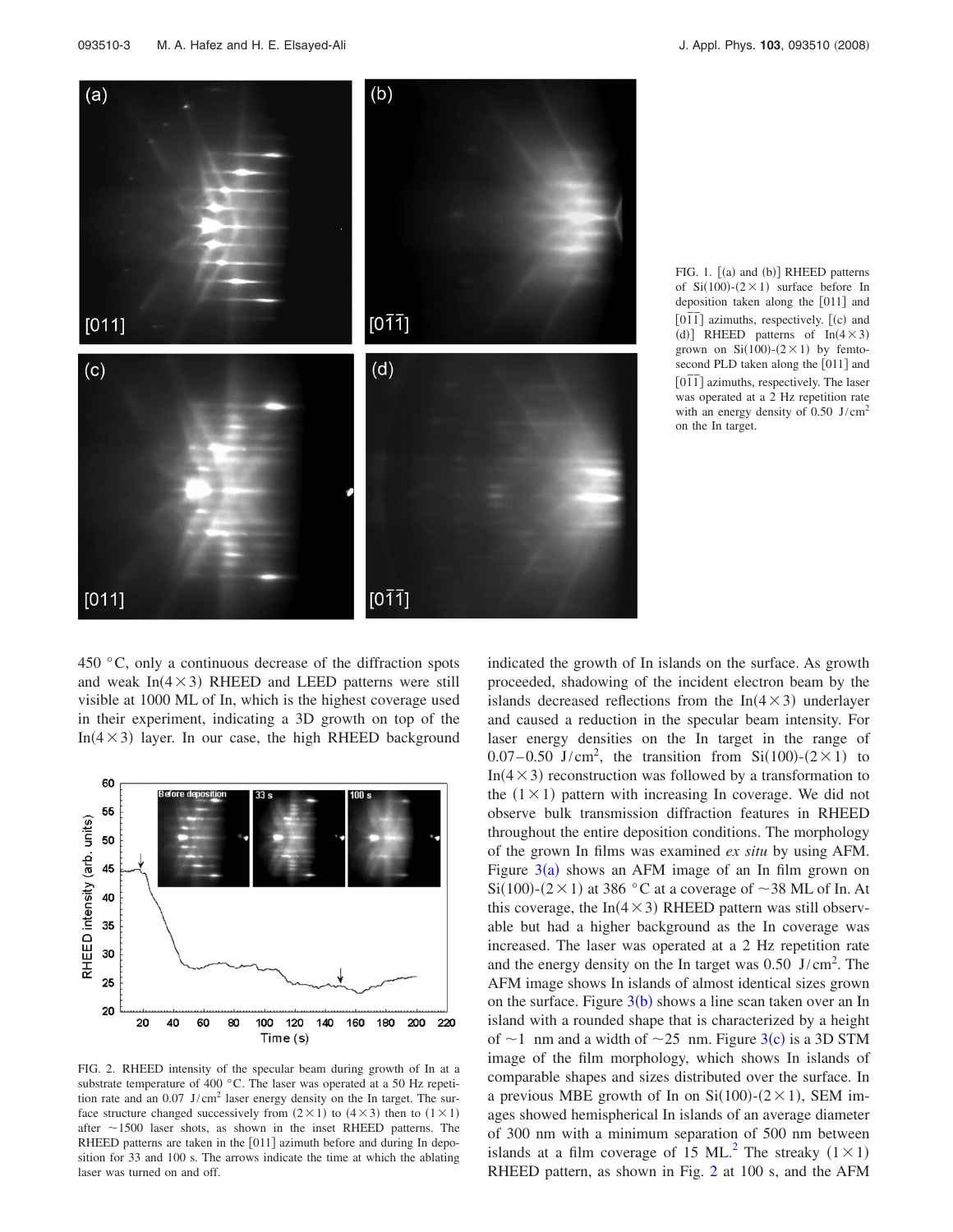FIG. 1. [(a) and (b)] RHEED patterns of Si(100)-(2×1) surface before In deposition taken along the [011] and [0$\bar{1}\bar{1}$] azimuths, respectively. [(c) and (d)] RHEED patterns of In(4×3) grown on Si(100)-(2×1) by femtosecond PLD taken along the [011] and [0$\bar{1}\bar{1}$] azimuths, respectively. The laser was operated at a 2 Hz repetition rate with an energy density of 0.50 J/cm$^2$ on the In target.

450 °C, only a continuous decrease of the diffraction spots and weak In(4×3) RHEED and LEED patterns were still visible at 1000 ML of In, which is the highest coverage used in their experiment, indicating a 3D growth on top of the In(4×3) layer. In our case, the high RHEED background indicated the growth of In islands on the surface. As growth proceeded, shadowing of the incident electron beam by the islands decreased reflections from the In(4×3) underlayer and caused a reduction in the specular beam intensity. For laser energy densities on the In target in the range of 0.07–0.50 J/cm$^2$, the transition from Si(100)-(2×1) to In(4×3) reconstruction was followed by a transformation to the (1×1) pattern with increasing In coverage. We did not observe bulk transmission diffraction features in RHEED throughout the entire deposition conditions. The morphology of the grown In films was examined *ex situ* by using AFM. Figure 3(a) shows an AFM image of an In film grown on Si(100)-(2×1) at 386 °C at a coverage of ~38 ML of In. At this coverage, the In(4×3) RHEED pattern was still observable but had a higher background as the In coverage was increased. The laser was operated at a 2 Hz repetition rate and the energy density on the In target was 0.50 J/cm$^2$. The AFM image shows In islands of almost identical sizes grown on the surface. Figure 3(b) shows a line scan taken over an In island with a rounded shape that is characterized by a height of ~1 nm and a width of ~25 nm. Figure 3(c) is a 3D STM image of the film morphology, which shows In islands of comparable shapes and sizes distributed over the surface. In a previous MBE growth of In on Si(100)-(2×1), SEM images showed hemispherical In islands of an average diameter of 300 nm with a minimum separation of 500 nm between islands at a film coverage of 15 ML.[2] The streaky (1×1) RHEED pattern, as shown in Fig. 2 at 100 s, and the AFM

FIG. 2. RHEED intensity of the specular beam during growth of In at a substrate temperature of 400 °C. The laser was operated at a 50 Hz repetition rate and an 0.07 J/cm$^2$ laser energy density on the In target. The surface structure changed successively from (2×1) to (4×3) then to (1×1) after ~1500 laser shots, as shown in the inset RHEED patterns. The RHEED patterns are taken in the [011] azimuth before and during In deposition for 33 and 100 s. The arrows indicate the time at which the ablating laser was turned on and off.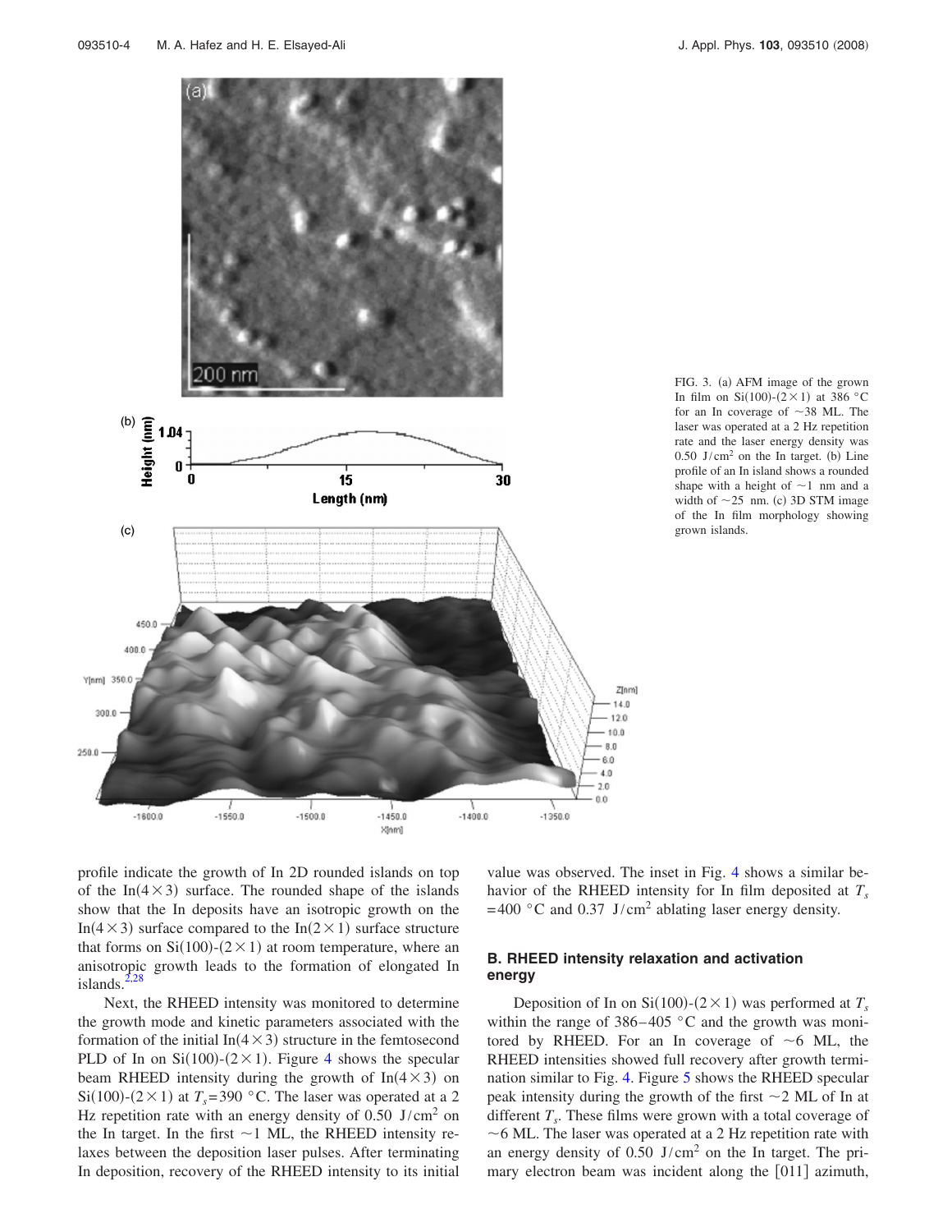FIG. 3. (a) AFM image of the grown In film on Si(100)-$(2\times1)$ at 386 °C for an In coverage of ~38 ML. The laser was operated at a 2 Hz repetition rate and the laser energy density was 0.50 J/cm$^2$ on the In target. (b) Line profile of an In island shows a rounded shape with a height of ~1 nm and a width of ~25 nm. (c) 3D STM image of the In film morphology showing grown islands.

profile indicate the growth of In 2D rounded islands on top of the In$(4\times3)$ surface. The rounded shape of the islands show that the In deposits have an isotropic growth on the In$(4\times3)$ surface compared to the In$(2\times1)$ surface structure that forms on Si(100)-$(2\times1)$ at room temperature, where an anisotropic growth leads to the formation of elongated In islands.[2,28]

Next, the RHEED intensity was monitored to determine the growth mode and kinetic parameters associated with the formation of the initial In$(4\times3)$ structure in the femtosecond PLD of In on Si(100)-$(2\times1)$. Figure 4 shows the specular beam RHEED intensity during the growth of In$(4\times3)$ on Si(100)-$(2\times1)$ at $T_s=390$ °C. The laser was operated at a 2 Hz repetition rate with an energy density of 0.50 J/cm$^2$ on the In target. In the first ~1 ML, the RHEED intensity relaxes between the deposition laser pulses. After terminating In deposition, recovery of the RHEED intensity to its initial value was observed. The inset in Fig. 4 shows a similar behavior of the RHEED intensity for In film deposited at $T_s$ $=400$ °C and 0.37 J/cm$^2$ ablating laser energy density.

### B. RHEED intensity relaxation and activation energy

Deposition of In on Si(100)-$(2\times1)$ was performed at $T_s$ within the range of 386–405 °C and the growth was monitored by RHEED. For an In coverage of ~6 ML, the RHEED intensities showed full recovery after growth termination similar to Fig. 4. Figure 5 shows the RHEED specular peak intensity during the growth of the first ~2 ML of In at different $T_s$. These films were grown with a total coverage of ~6 ML. The laser was operated at a 2 Hz repetition rate with an energy density of 0.50 J/cm$^2$ on the In target. The primary electron beam was incident along the [011] azimuth,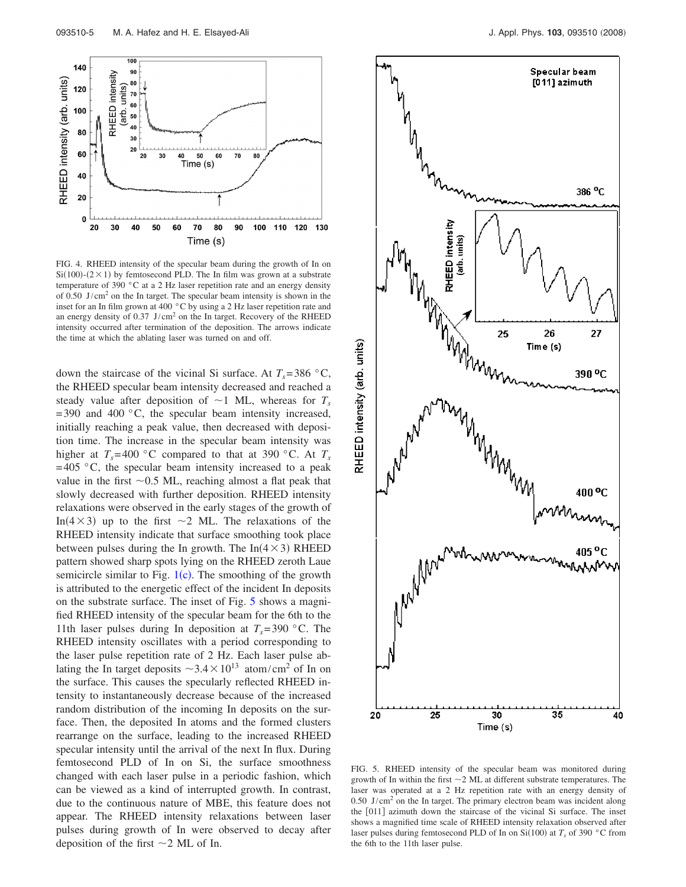FIG. 4. RHEED intensity of the specular beam during the growth of In on Si(100)-(2×1) by femtosecond PLD. The In film was grown at a substrate temperature of 390 °C at a 2 Hz laser repetition rate and an energy density of 0.50 J/cm$^2$ on the In target. The specular beam intensity is shown in the inset for an In film grown at 400 °C by using a 2 Hz laser repetition rate and an energy density of 0.37 J/cm$^2$ on the In target. Recovery of the RHEED intensity occurred after termination of the deposition. The arrows indicate the time at which the ablating laser was turned on and off.

down the staircase of the vicinal Si surface. At $T_s$=386 °C, the RHEED specular beam intensity decreased and reached a steady value after deposition of ~1 ML, whereas for $T_s$ =390 and 400 °C, the specular beam intensity increased, initially reaching a peak value, then decreased with deposition time. The increase in the specular beam intensity was higher at $T_s$=400 °C compared to that at 390 °C. At $T_s$ =405 °C, the specular beam intensity increased to a peak value in the first ~0.5 ML, reaching almost a flat peak that slowly decreased with further deposition. RHEED intensity relaxations were observed in the early stages of the growth of In(4×3) up to the first ~2 ML. The relaxations of the RHEED intensity indicate that surface smoothing took place between pulses during the In growth. The In(4×3) RHEED pattern showed sharp spots lying on the RHEED zeroth Laue semicircle similar to Fig. 1(c). The smoothing of the growth is attributed to the energetic effect of the incident In deposits on the substrate surface. The inset of Fig. 5 shows a magnified RHEED intensity of the specular beam for the 6th to the 11th laser pulses during In deposition at $T_s$=390 °C. The RHEED intensity oscillates with a period corresponding to the laser pulse repetition rate of 2 Hz. Each laser pulse ablating the In target deposits ~3.4×10$^{13}$ atom/cm$^2$ of In on the surface. This causes the specularly reflected RHEED intensity to instantaneously decrease because of the increased random distribution of the incoming In deposits on the surface. Then, the deposited In atoms and the formed clusters rearrange on the surface, leading to the increased RHEED specular intensity until the arrival of the next In flux. During femtosecond PLD of In on Si, the surface smoothness changed with each laser pulse in a periodic fashion, which can be viewed as a kind of interrupted growth. In contrast, due to the continuous nature of MBE, this feature does not appear. The RHEED intensity relaxations between laser pulses during growth of In were observed to decay after deposition of the first ~2 ML of In.

FIG. 5. RHEED intensity of the specular beam was monitored during growth of In within the first ~2 ML at different substrate temperatures. The laser was operated at a 2 Hz repetition rate with an energy density of 0.50 J/cm$^2$ on the In target. The primary electron beam was incident along the [011] azimuth down the staircase of the vicinal Si surface. The inset shows a magnified time scale of RHEED intensity relaxation observed after laser pulses during femtosecond PLD of In on Si(100) at $T_s$ of 390 °C from the 6th to the 11th laser pulse.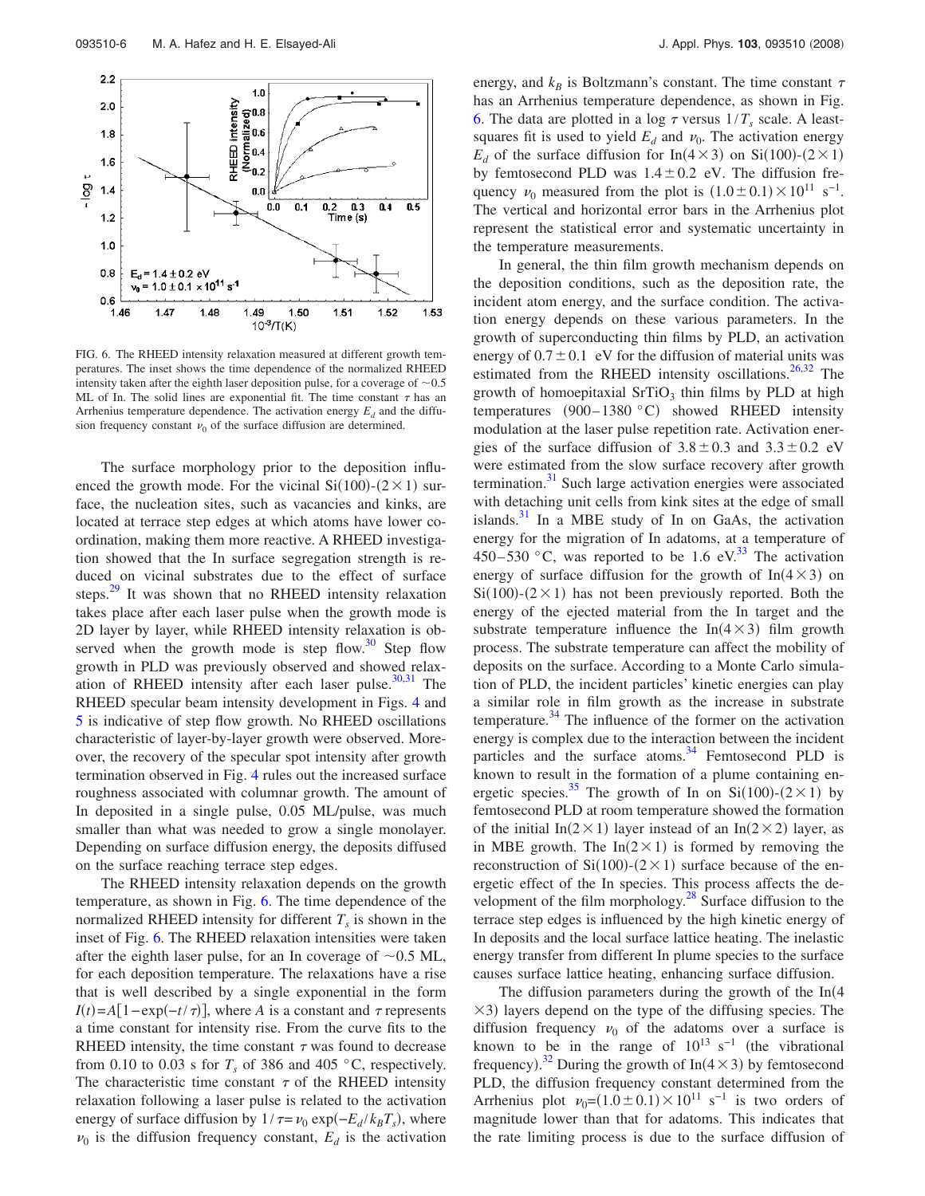FIG. 6. The RHEED intensity relaxation measured at different growth temperatures. The inset shows the time dependence of the normalized RHEED intensity taken after the eighth laser deposition pulse, for a coverage of ~0.5 ML of In. The solid lines are exponential fit. The time constant $\tau$ has an Arrhenius temperature dependence. The activation energy $E_d$ and the diffusion frequency constant $\nu_0$ of the surface diffusion are determined.

The surface morphology prior to the deposition influenced the growth mode. For the vicinal Si(100)-(2×1) surface, the nucleation sites, such as vacancies and kinks, are located at terrace step edges at which atoms have lower coordination, making them more reactive. A RHEED investigation showed that the In surface segregation strength is reduced on vicinal substrates due to the effect of surface steps.[29] It was shown that no RHEED intensity relaxation takes place after each laser pulse when the growth mode is 2D layer by layer, while RHEED intensity relaxation is observed when the growth mode is step flow.[30] Step flow growth in PLD was previously observed and showed relaxation of RHEED intensity after each laser pulse.[30,31] The RHEED specular beam intensity development in Figs. 4 and 5 is indicative of step flow growth. No RHEED oscillations characteristic of layer-by-layer growth were observed. Moreover, the recovery of the specular spot intensity after growth termination observed in Fig. 4 rules out the increased surface roughness associated with columnar growth. The amount of In deposited in a single pulse, 0.05 ML/pulse, was much smaller than what was needed to grow a single monolayer. Depending on surface diffusion energy, the deposits diffused on the surface reaching terrace step edges.

The RHEED intensity relaxation depends on the growth temperature, as shown in Fig. 6. The time dependence of the normalized RHEED intensity for different $T_s$ is shown in the inset of Fig. 6. The RHEED relaxation intensities were taken after the eighth laser pulse, for an In coverage of ~0.5 ML, for each deposition temperature. The relaxations have a rise that is well described by a single exponential in the form $I(t)=A[1-\exp(-t/\tau)]$, where $A$ is a constant and $\tau$ represents a time constant for intensity rise. From the curve fits to the RHEED intensity, the time constant $\tau$ was found to decrease from 0.10 to 0.03 s for $T_s$ of 386 and 405 °C, respectively. The characteristic time constant $\tau$ of the RHEED intensity relaxation following a laser pulse is related to the activation energy of surface diffusion by $1/\tau=\nu_0 \exp(-E_d/k_B T_s)$, where $\nu_0$ is the diffusion frequency constant, $E_d$ is the activation energy, and $k_B$ is Boltzmann's constant. The time constant $\tau$ has an Arrhenius temperature dependence, as shown in Fig. 6. The data are plotted in a log $\tau$ versus $1/T_s$ scale. A least-squares fit is used to yield $E_d$ and $\nu_0$. The activation energy $E_d$ of the surface diffusion for In(4×3) on Si(100)-(2×1) by femtosecond PLD was $1.4 \pm 0.2$ eV. The diffusion frequency $\nu_0$ measured from the plot is $(1.0 \pm 0.1) \times 10^{11}$ s$^{-1}$. The vertical and horizontal error bars in the Arrhenius plot represent the statistical error and systematic uncertainty in the temperature measurements.

In general, the thin film growth mechanism depends on the deposition conditions, such as the deposition rate, the incident atom energy, and the surface condition. The activation energy depends on these various parameters. In the growth of superconducting thin films by PLD, an activation energy of $0.7 \pm 0.1$ eV for the diffusion of material units was estimated from the RHEED intensity oscillations.[26,32] The growth of homoepitaxial $SrTiO_3$ thin films by PLD at high temperatures (900–1380 °C) showed RHEED intensity modulation at the laser pulse repetition rate. Activation energies of the surface diffusion of $3.8 \pm 0.3$ and $3.3 \pm 0.2$ eV were estimated from the slow surface recovery after growth termination.[31] Such large activation energies were associated with detaching unit cells from kink sites at the edge of small islands.[31] In a MBE study of In on GaAs, the activation energy for the migration of In adatoms, at a temperature of 450–530 °C, was reported to be 1.6 eV.[33] The activation energy of surface diffusion for the growth of In(4×3) on Si(100)-(2×1) has not been previously reported. Both the energy of the ejected material from the In target and the substrate temperature influence the In(4×3) film growth process. The substrate temperature can affect the mobility of deposits on the surface. According to a Monte Carlo simulation of PLD, the incident particles' kinetic energies can play a similar role in film growth as the increase in substrate temperature.[34] The influence of the former on the activation energy is complex due to the interaction between the incident particles and the surface atoms.[34] Femtosecond PLD is known to result in the formation of a plume containing energetic species.[35] The growth of In on Si(100)-(2×1) by femtosecond PLD at room temperature showed the formation of the initial In(2×1) layer instead of an In(2×2) layer, as in MBE growth. The In(2×1) is formed by removing the reconstruction of Si(100)-(2×1) surface because of the energetic effect of the In species. This process affects the development of the film morphology.[28] Surface diffusion to the terrace step edges is influenced by the high kinetic energy of In deposits and the local surface lattice heating. The inelastic energy transfer from different In plume species to the surface causes surface lattice heating, enhancing surface diffusion.

The diffusion parameters during the growth of the In(4×3) layers depend on the type of the diffusing species. The diffusion frequency $\nu_0$ of the adatoms over a surface is known to be in the range of $10^{13}$ s$^{-1}$ (the vibrational frequency).[32] During the growth of In(4×3) by femtosecond PLD, the diffusion frequency constant determined from the Arrhenius plot $\nu_0=(1.0 \pm 0.1) \times 10^{11}$ s$^{-1}$ is two orders of magnitude lower than that for adatoms. This indicates that the rate limiting process is due to the surface diffusion of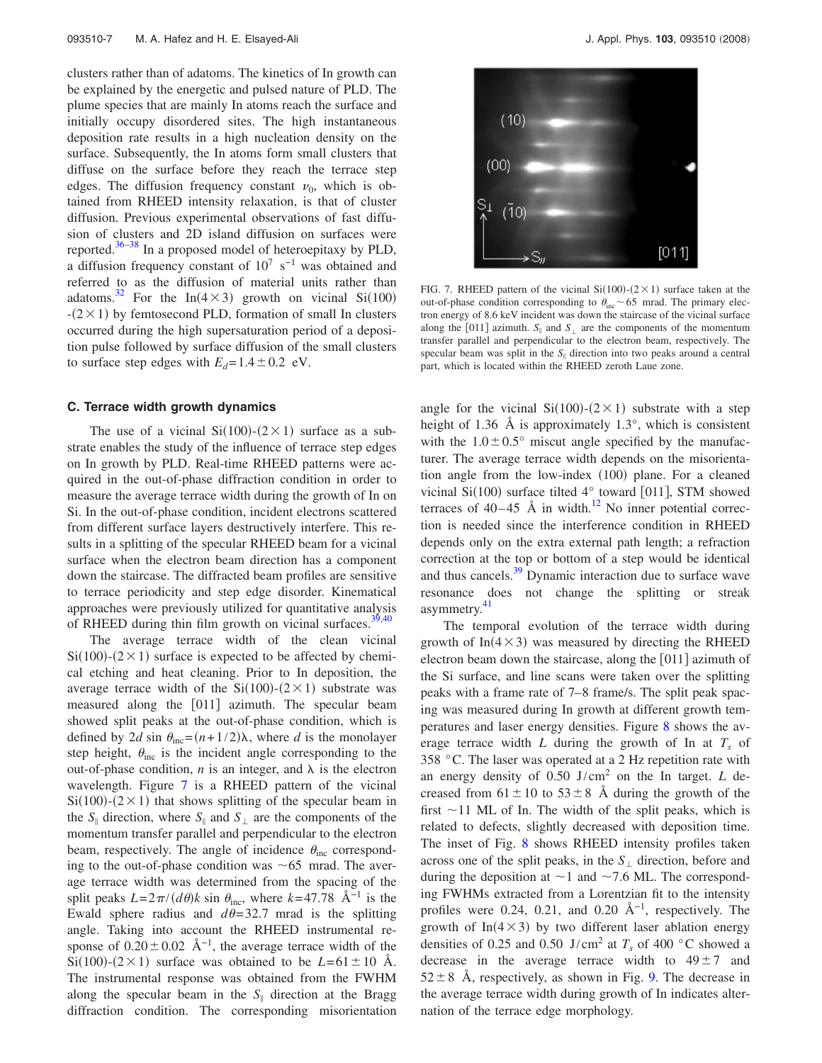clusters rather than of adatoms. The kinetics of In growth can be explained by the energetic and pulsed nature of PLD. The plume species that are mainly In atoms reach the surface and initially occupy disordered sites. The high instantaneous deposition rate results in a high nucleation density on the surface. Subsequently, the In atoms form small clusters that diffuse on the surface before they reach the terrace step edges. The diffusion frequency constant $\nu_0$, which is obtained from RHEED intensity relaxation, is that of cluster diffusion. Previous experimental observations of fast diffusion of clusters and 2D island diffusion on surfaces were reported.[36–38] In a proposed model of heteroepitaxy by PLD, a diffusion frequency constant of $10^7$ s$^{-1}$ was obtained and referred to as the diffusion of material units rather than adatoms.[32] For the In$(4\times3)$ growth on vicinal Si(100)-$(2\times1)$ by femtosecond PLD, formation of small In clusters occurred during the high supersaturation period of a deposition pulse followed by surface diffusion of the small clusters to surface step edges with $E_d=1.4\pm0.2$ eV.

### C. Terrace width growth dynamics

The use of a vicinal Si(100)-$(2\times1)$ surface as a substrate enables the study of the influence of terrace step edges on In growth by PLD. Real-time RHEED patterns were acquired in the out-of-phase diffraction condition in order to measure the average terrace width during the growth of In on Si. In the out-of-phase condition, incident electrons scattered from different surface layers destructively interfere. This results in a splitting of the specular RHEED beam for a vicinal surface when the electron beam direction has a component down the staircase. The diffracted beam profiles are sensitive to terrace periodicity and step edge disorder. Kinematical approaches were previously utilized for quantitative analysis of RHEED during thin film growth on vicinal surfaces.[39,40]

The average terrace width of the clean vicinal Si(100)-$(2\times1)$ surface is expected to be affected by chemical etching and heat cleaning. Prior to In deposition, the average terrace width of the Si(100)-$(2\times1)$ substrate was measured along the [011] azimuth. The specular beam showed split peaks at the out-of-phase condition, which is defined by $2d\sin\theta_{\text{inc}}=(n+1/2)\lambda$, where $d$ is the monolayer step height, $\theta_{\text{inc}}$ is the incident angle corresponding to the out-of-phase condition, $n$ is an integer, and $\lambda$ is the electron wavelength. Figure 7 is a RHEED pattern of the vicinal Si(100)-$(2\times1)$ that shows splitting of the specular beam in the $S_{\parallel}$ direction, where $S_{\parallel}$ and $S_{\perp}$ are the components of the momentum transfer parallel and perpendicular to the electron beam, respectively. The angle of incidence $\theta_{\text{inc}}$ corresponding to the out-of-phase condition was ~65 mrad. The average terrace width was determined from the spacing of the split peaks $L=2\pi/(d\theta)k\sin\theta_{\text{inc}}$, where $k=47.78$ Å$^{-1}$ is the Ewald sphere radius and $d\theta=32.7$ mrad is the splitting angle. Taking into account the RHEED instrumental response of $0.20\pm0.02$ Å$^{-1}$, the average terrace width of the Si(100)-$(2\times1)$ surface was obtained to be $L=61\pm10$ Å. The instrumental response was obtained from the FWHM along the specular beam in the $S_{\parallel}$ direction at the Bragg diffraction condition. The corresponding misorientation angle for the vicinal Si(100)-$(2\times1)$ substrate with a step height of 1.36 Å is approximately 1.3°, which is consistent with the $1.0\pm0.5°$ miscut angle specified by the manufacturer. The average terrace width depends on the misorientation angle from the low-index (100) plane. For a cleaned vicinal Si(100) surface tilted 4° toward [011], STM showed terraces of 40–45 Å in width.[12] No inner potential correction is needed since the interference condition in RHEED depends only on the extra external path length; a refraction correction at the top or bottom of a step would be identical and thus cancels.[39] Dynamic interaction due to surface wave resonance does not change the splitting or streak asymmetry.[41]

FIG. 7. RHEED pattern of the vicinal Si(100)-$(2\times1)$ surface taken at the out-of-phase condition corresponding to $\theta_{\text{inc}}\sim65$ mrad. The primary electron energy of 8.6 keV incident was down the staircase of the vicinal surface along the [011] azimuth. $S_{\parallel}$ and $S_{\perp}$ are the components of the momentum transfer parallel and perpendicular to the electron beam, respectively. The specular beam was split in the $S_{\parallel}$ direction into two peaks around a central part, which is located within the RHEED zeroth Laue zone.

The temporal evolution of the terrace width during growth of In$(4\times3)$ was measured by directing the RHEED electron beam down the staircase, along the [011] azimuth of the Si surface, and line scans were taken over the splitting peaks with a frame rate of 7–8 frame/s. The split peak spacing was measured during In growth at different growth temperatures and laser energy densities. Figure 8 shows the average terrace width $L$ during the growth of In at $T_s$ of 358 °C. The laser was operated at a 2 Hz repetition rate with an energy density of 0.50 J/cm$^2$ on the In target. $L$ decreased from $61\pm10$ to $53\pm8$ Å during the growth of the first ~11 ML of In. The width of the split peaks, which is related to defects, slightly decreased with deposition time. The inset of Fig. 8 shows RHEED intensity profiles taken across one of the split peaks, in the $S_{\perp}$ direction, before and during the deposition at ~1 and ~7.6 ML. The corresponding FWHMs extracted from a Lorentzian fit to the intensity profiles were 0.24, 0.21, and 0.20 Å$^{-1}$, respectively. The growth of In$(4\times3)$ by two different laser ablation energy densities of 0.25 and 0.50 J/cm$^2$ at $T_s$ of 400 °C showed a decrease in the average terrace width to $49\pm7$ and $52\pm8$ Å, respectively, as shown in Fig. 9. The decrease in the average terrace width during growth of In indicates alternation of the terrace edge morphology.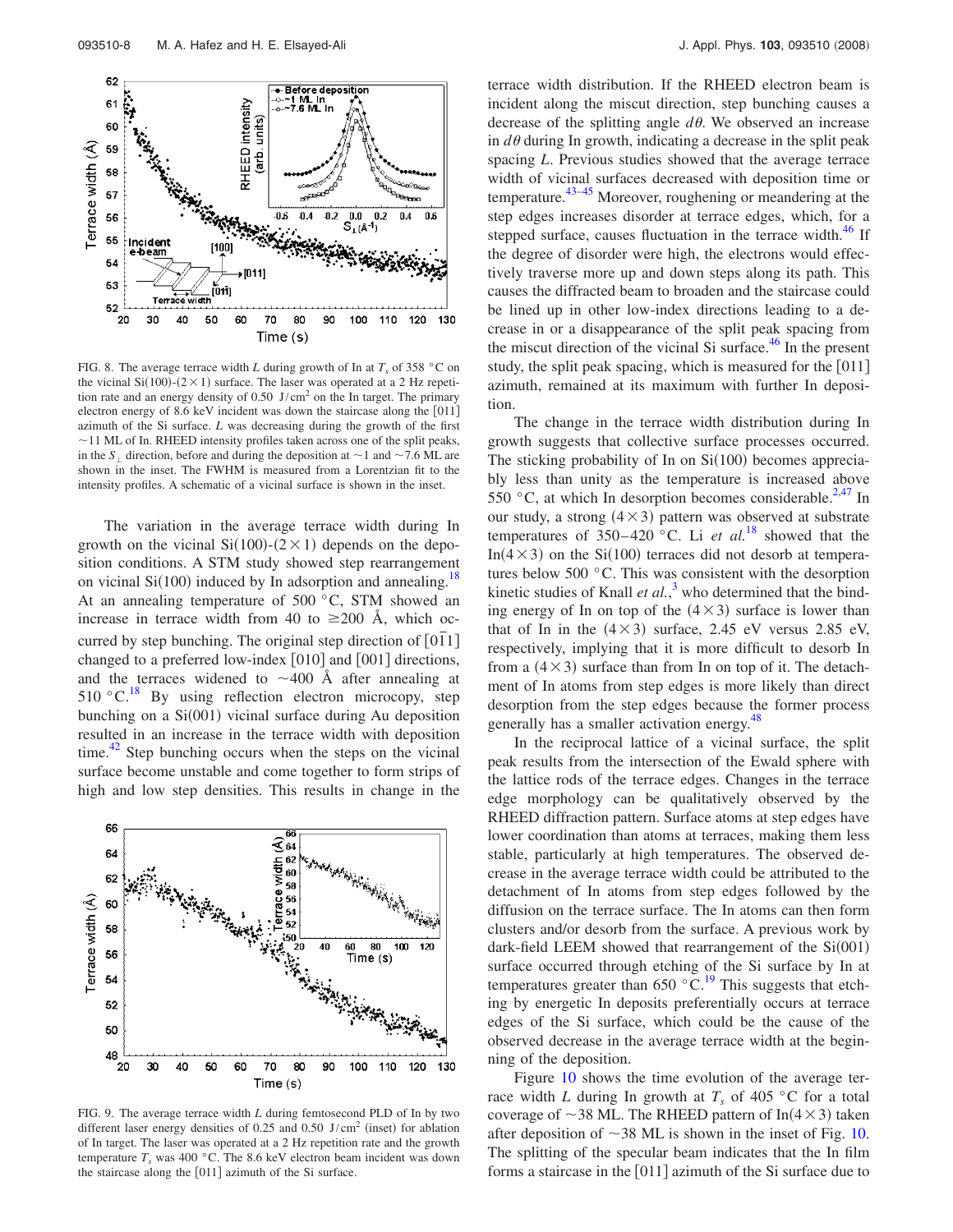FIG. 8. The average terrace width $L$ during growth of In at $T_s$ of 358 °C on the vicinal Si(100)-(2×1) surface. The laser was operated at a 2 Hz repetition rate and an energy density of 0.50 J/cm$^2$ on the In target. The primary electron energy of 8.6 keV incident was down the staircase along the [011] azimuth of the Si surface. $L$ was decreasing during the growth of the first ~11 ML of In. RHEED intensity profiles taken across one of the split peaks, in the $S_\perp$ direction, before and during the deposition at ~1 and ~7.6 ML are shown in the inset. The FWHM is measured from a Lorentzian fit to the intensity profiles. A schematic of a vicinal surface is shown in the inset.

The variation in the average terrace width during In growth on the vicinal Si(100)-(2×1) depends on the deposition conditions. A STM study showed step rearrangement on vicinal Si(100) induced by In adsorption and annealing.[18] At an annealing temperature of 500 °C, STM showed an increase in terrace width from 40 to ≥200 Å, which occurred by step bunching. The original step direction of $[0\bar{1}1]$ changed to a preferred low-index [010] and [001] directions, and the terraces widened to ~400 Å after annealing at 510 °C.[18] By using reflection electron microscopy, step bunching on a Si(001) vicinal surface during Au deposition resulted in an increase in the terrace width with deposition time.[42] Step bunching occurs when the steps on the vicinal surface become unstable and come together to form strips of high and low step densities. This results in change in the terrace width distribution. If the RHEED electron beam is incident along the miscut direction, step bunching causes a decrease of the splitting angle $d\theta$. We observed an increase in $d\theta$ during In growth, indicating a decrease in the split peak spacing $L$. Previous studies showed that the average terrace width of vicinal surfaces decreased with deposition time or temperature.[43–45] Moreover, roughening or meandering at the step edges increases disorder at terrace edges, which, for a stepped surface, causes fluctuation in the terrace width.[46] If the degree of disorder were high, the electrons would effectively traverse more up and down steps along its path. This causes the diffracted beam to broaden and the staircase could be lined up in other low-index directions leading to a decrease in or a disappearance of the split peak spacing from the miscut direction of the vicinal Si surface.[46] In the present study, the split peak spacing, which is measured for the [011] azimuth, remained at its maximum with further In deposition.

FIG. 9. The average terrace width $L$ during femtosecond PLD of In by two different laser energy densities of 0.25 and 0.50 J/cm$^2$ (inset) for ablation of In target. The laser was operated at a 2 Hz repetition rate and the growth temperature $T_s$ was 400 °C. The 8.6 keV electron beam incident was down the staircase along the [011] azimuth of the Si surface.

The change in the terrace width distribution during In growth suggests that collective surface processes occurred. The sticking probability of In on Si(100) becomes appreciably less than unity as the temperature is increased above 550 °C, at which In desorption becomes considerable.[2,47] In our study, a strong (4×3) pattern was observed at substrate temperatures of 350–420 °C. Li *et al.*[18] showed that the In(4×3) on the Si(100) terraces did not desorb at temperatures below 500 °C. This was consistent with the desorption kinetic studies of Knall *et al.*,[3] who determined that the binding energy of In on top of the (4×3) surface is lower than that of In in the (4×3) surface, 2.45 eV versus 2.85 eV, respectively, implying that it is more difficult to desorb In from a (4×3) surface than from In on top of it. The detachment of In atoms from step edges is more likely than direct desorption from the step edges because the former process generally has a smaller activation energy.[48]

In the reciprocal lattice of a vicinal surface, the split peak results from the intersection of the Ewald sphere with the lattice rods of the terrace edges. Changes in the terrace edge morphology can be qualitatively observed by the RHEED diffraction pattern. Surface atoms at step edges have lower coordination than atoms at terraces, making them less stable, particularly at high temperatures. The observed decrease in the average terrace width could be attributed to the detachment of In atoms from step edges followed by the diffusion on the terrace surface. The In atoms can then form clusters and/or desorb from the surface. A previous work by dark-field LEEM showed that rearrangement of the Si(001) surface occurred through etching of the Si surface by In at temperatures greater than 650 °C.[19] This suggests that etching by energetic In deposits preferentially occurs at terrace edges of the Si surface, which could be the cause of the observed decrease in the average terrace width at the beginning of the deposition.

Figure 10 shows the time evolution of the average terrace width $L$ during In growth at $T_s$ of 405 °C for a total coverage of ~38 ML. The RHEED pattern of In(4×3) taken after deposition of ~38 ML is shown in the inset of Fig. 10. The splitting of the specular beam indicates that the In film forms a staircase in the [011] azimuth of the Si surface due to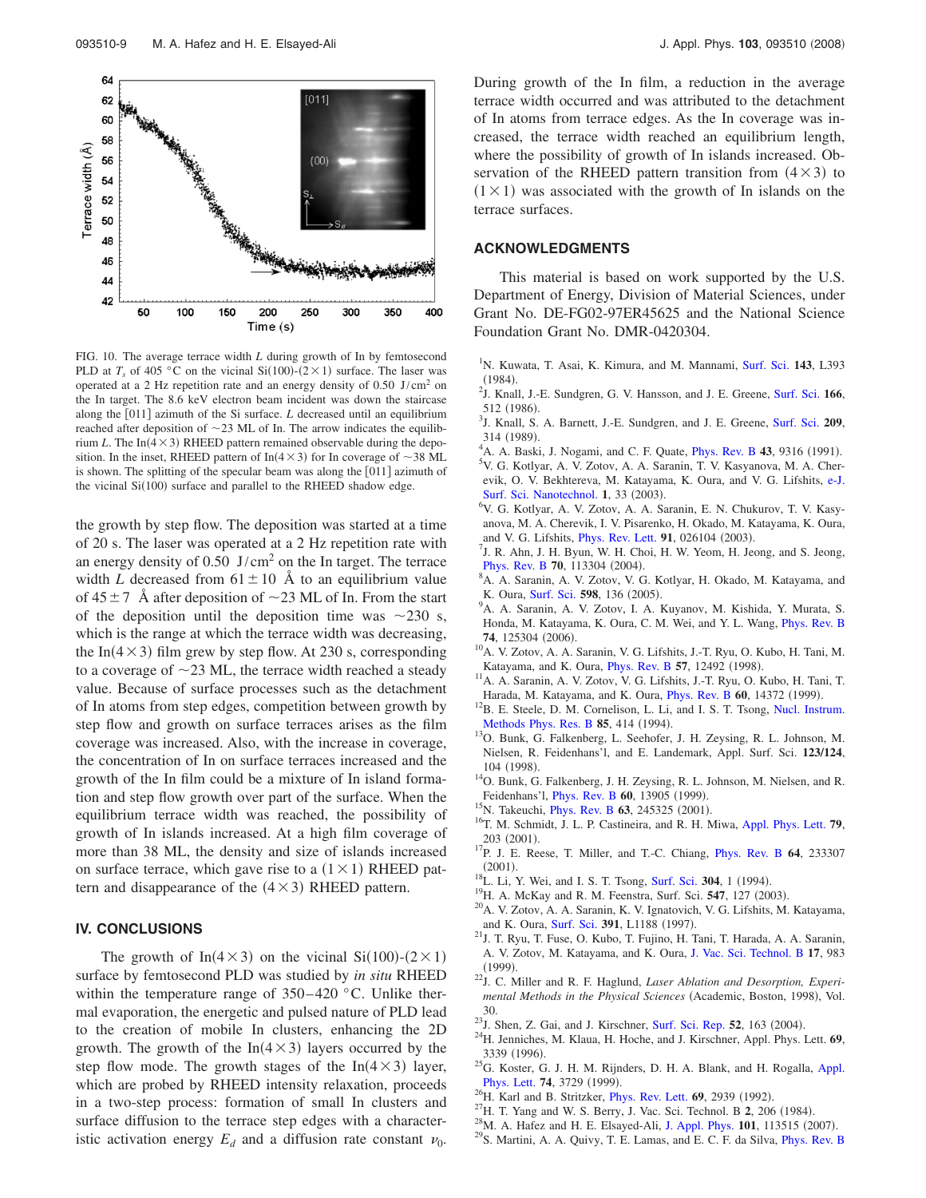FIG. 10. The average terrace width $L$ during growth of In by femtosecond PLD at $T_s$ of 405 °C on the vicinal Si(100)-(2×1) surface. The laser was operated at a 2 Hz repetition rate and an energy density of 0.50 J/cm$^2$ on the In target. The 8.6 keV electron beam incident was down the staircase along the [011] azimuth of the Si surface. $L$ decreased until an equilibrium reached after deposition of ~23 ML of In. The arrow indicates the equilibrium $L$. The In(4×3) RHEED pattern remained observable during the deposition. In the inset, RHEED pattern of In(4×3) for In coverage of ~38 ML is shown. The splitting of the specular beam was along the [011] azimuth of the vicinal Si(100) surface and parallel to the RHEED shadow edge.

the growth by step flow. The deposition was started at a time of 20 s. The laser was operated at a 2 Hz repetition rate with an energy density of 0.50 J/cm$^2$ on the In target. The terrace width $L$ decreased from 61±10 Å to an equilibrium value of 45±7 Å after deposition of ~23 ML of In. From the start of the deposition until the deposition time was ~230 s, which is the range at which the terrace width was decreasing, the In(4×3) film grew by step flow. At 230 s, corresponding to a coverage of ~23 ML, the terrace width reached a steady value. Because of surface processes such as the detachment of In atoms from step edges, competition between growth by step flow and growth on surface terraces arises as the film coverage was increased. Also, with the increase in coverage, the concentration of In on surface terraces increased and the growth of the In film could be a mixture of In island formation and step flow growth over part of the surface. When the equilibrium terrace width was reached, the possibility of growth of In islands increased. At a high film coverage of more than 38 ML, the density and size of islands increased on surface terrace, which gave rise to a (1×1) RHEED pattern and disappearance of the (4×3) RHEED pattern.

## IV. CONCLUSIONS

The growth of In(4×3) on the vicinal Si(100)-(2×1) surface by femtosecond PLD was studied by *in situ* RHEED within the temperature range of 350–420 °C. Unlike thermal evaporation, the energetic and pulsed nature of PLD lead to the creation of mobile In clusters, enhancing the 2D growth. The growth of the In(4×3) layers occurred by the step flow mode. The growth stages of the In(4×3) layer, which are probed by RHEED intensity relaxation, proceeds in a two-step process: formation of small In clusters and surface diffusion to the terrace step edges with a characteristic activation energy $E_d$ and a diffusion rate constant $\nu_0$. During growth of the In film, a reduction in the average terrace width occurred and was attributed to the detachment of In atoms from terrace edges. As the In coverage was increased, the terrace width reached an equilibrium length, where the possibility of growth of In islands increased. Observation of the RHEED pattern transition from (4×3) to (1×1) was associated with the growth of In islands on the terrace surfaces.

## ACKNOWLEDGMENTS

This material is based on work supported by the U.S. Department of Energy, Division of Material Sciences, under Grant No. DE-FG02-97ER45625 and the National Science Foundation Grant No. DMR-0420304.

[1] N. Kuwata, T. Asai, K. Kimura, and M. Mannami, Surf. Sci. **143**, L393 (1984).
[2] J. Knall, J.-E. Sundgren, G. V. Hansson, and J. E. Greene, Surf. Sci. **166**, 512 (1986).
[3] J. Knall, S. A. Barnett, J.-E. Sundgren, and J. E. Greene, Surf. Sci. **209**, 314 (1989).
[4] A. A. Baski, J. Nogami, and C. F. Quate, Phys. Rev. B **43**, 9316 (1991).
[5] V. G. Kotlyar, A. V. Zotov, A. A. Saranin, T. V. Kasyanova, M. A. Cherevik, O. V. Bekhtereva, M. Katayama, K. Oura, and V. G. Lifshits, e-J. Surf. Sci. Nanotechnol. **1**, 33 (2003).
[6] V. G. Kotlyar, A. V. Zotov, A. A. Saranin, E. N. Chukurov, T. V. Kasyanova, M. A. Cherevik, I. V. Pisarenko, H. Okado, M. Katayama, K. Oura, and V. G. Lifshits, Phys. Rev. Lett. **91**, 026104 (2003).
[7] J. R. Ahn, J. H. Byun, W. H. Choi, H. W. Yeom, H. Jeong, and S. Jeong, Phys. Rev. B **70**, 113304 (2004).
[8] A. A. Saranin, A. V. Zotov, V. G. Kotlyar, H. Okado, M. Katayama, and K. Oura, Surf. Sci. **598**, 136 (2005).
[9] A. A. Saranin, A. V. Zotov, I. A. Kuyanov, M. Kishida, Y. Murata, S. Honda, M. Katayama, K. Oura, C. M. Wei, and Y. L. Wang, Phys. Rev. B **74**, 125304 (2006).
[10] A. V. Zotov, A. A. Saranin, V. G. Lifshits, J.-T. Ryu, O. Kubo, H. Tani, M. Katayama, and K. Oura, Phys. Rev. B **57**, 12492 (1998).
[11] A. A. Saranin, A. V. Zotov, V. G. Lifshits, J.-T. Ryu, O. Kubo, H. Tani, T. Harada, M. Katayama, and K. Oura, Phys. Rev. B **60**, 14372 (1999).
[12] B. E. Steele, D. M. Cornelison, L. Li, and I. S. T. Tsong, Nucl. Instrum. Methods Phys. Res. B **85**, 414 (1994).
[13] O. Bunk, G. Falkenberg, L. Seehofer, J. H. Zeysing, R. L. Johnson, M. Nielsen, R. Feidenhans'l, and E. Landemark, Appl. Surf. Sci. **123/124**, 104 (1998).
[14] O. Bunk, G. Falkenberg, J. H. Zeysing, R. L. Johnson, M. Nielsen, and R. Feidenhans'l, Phys. Rev. B **60**, 13905 (1999).
[15] N. Takeuchi, Phys. Rev. B **63**, 245325 (2001).
[16] T. M. Schmidt, J. L. P. Castineira, and R. H. Miwa, Appl. Phys. Lett. **79**, 203 (2001).
[17] P. J. E. Reese, T. Miller, and T.-C. Chiang, Phys. Rev. B **64**, 233307 (2001).
[18] L. Li, Y. Wei, and I. S. T. Tsong, Surf. Sci. **304**, 1 (1994).
[19] H. A. McKay and R. M. Feenstra, Surf. Sci. **547**, 127 (2003).
[20] A. V. Zotov, A. A. Saranin, K. V. Ignatovich, V. G. Lifshits, M. Katayama, and K. Oura, Surf. Sci. **391**, L1188 (1997).
[21] J. T. Ryu, T. Fuse, O. Kubo, T. Fujino, H. Tani, T. Harada, A. A. Saranin, A. V. Zotov, M. Katayama, and K. Oura, J. Vac. Sci. Technol. B **17**, 983 (1999).
[22] J. C. Miller and R. F. Haglund, *Laser Ablation and Desorption, Experimental Methods in the Physical Sciences* (Academic, Boston, 1998), Vol. 30.
[23] J. Shen, Z. Gai, and J. Kirschner, Surf. Sci. Rep. **52**, 163 (2004).
[24] H. Jenniches, M. Klaua, H. Hoche, and J. Kirschner, Appl. Phys. Lett. **69**, 3339 (1996).
[25] G. Koster, G. J. H. M. Rijnders, D. H. A. Blank, and H. Rogalla, Appl. Phys. Lett. **74**, 3729 (1999).
[26] H. Karl and B. Stritzker, Phys. Rev. Lett. **69**, 2939 (1992).
[27] H. T. Yang and W. S. Berry, J. Vac. Sci. Technol. B **2**, 206 (1984).
[28] M. A. Hafez and H. E. Elsayed-Ali, J. Appl. Phys. **101**, 113515 (2007).
[29] S. Martini, A. A. Quivy, T. E. Lamas, and E. C. F. da Silva, Phys. Rev. B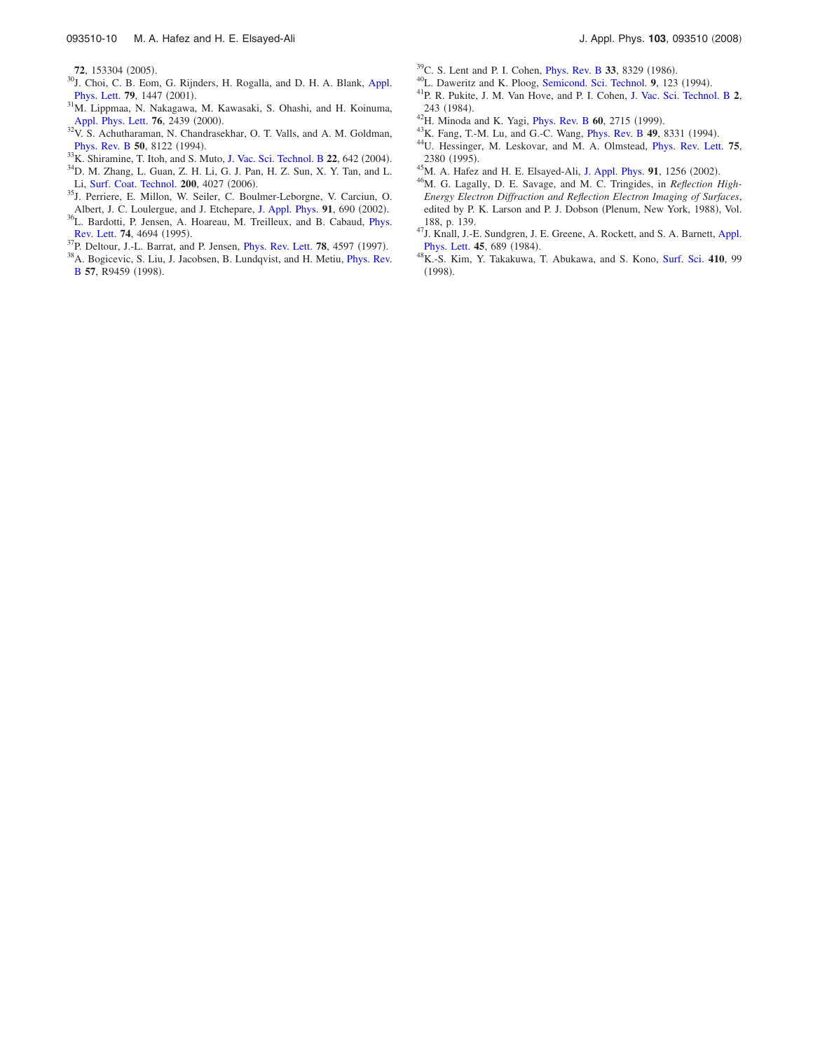72, 153304 (2005).

[30] J. Choi, C. B. Eom, G. Rijnders, H. Rogalla, and D. H. A. Blank, Appl. Phys. Lett. **79**, 1447 (2001).

[31] M. Lippmaa, N. Nakagawa, M. Kawasaki, S. Ohashi, and H. Koinuma, Appl. Phys. Lett. **76**, 2439 (2000).

[32] V. S. Achutharaman, N. Chandrasekhar, O. T. Valls, and A. M. Goldman, Phys. Rev. B **50**, 8122 (1994).

[33] K. Shiramine, T. Itoh, and S. Muto, J. Vac. Sci. Technol. B **22**, 642 (2004).

[34] D. M. Zhang, L. Guan, Z. H. Li, G. J. Pan, H. Z. Sun, X. Y. Tan, and L. Li, Surf. Coat. Technol. **200**, 4027 (2006).

[35] J. Perriere, E. Millon, W. Seiler, C. Boulmer-Leborgne, V. Carciun, O. Albert, J. C. Loulergue, and J. Etchepare, J. Appl. Phys. **91**, 690 (2002).

[36] L. Bardotti, P. Jensen, A. Hoareau, M. Treilleux, and B. Cabaud, Phys. Rev. Lett. **74**, 4694 (1995).

[37] P. Deltour, J.-L. Barrat, and P. Jensen, Phys. Rev. Lett. **78**, 4597 (1997).

[38] A. Bogicevic, S. Liu, J. Jacobsen, B. Lundqvist, and H. Metiu, Phys. Rev. B **57**, R9459 (1998).

[39] C. S. Lent and P. I. Cohen, Phys. Rev. B **33**, 8329 (1986).

[40] L. Daweritz and K. Ploog, Semicond. Sci. Technol. **9**, 123 (1994).

[41] P. R. Pukite, J. M. Van Hove, and P. I. Cohen, J. Vac. Sci. Technol. B **2**, 243 (1984).

[42] H. Minoda and K. Yagi, Phys. Rev. B **60**, 2715 (1999).

[43] K. Fang, T.-M. Lu, and G.-C. Wang, Phys. Rev. B **49**, 8331 (1994).

[44] U. Hessinger, M. Leskovar, and M. A. Olmstead, Phys. Rev. Lett. **75**, 2380 (1995).

[45] M. A. Hafez and H. E. Elsayed-Ali, J. Appl. Phys. **91**, 1256 (2002).

[46] M. G. Lagally, D. E. Savage, and M. C. Tringides, in *Reflection High-Energy Electron Diffraction and Reflection Electron Imaging of Surfaces*, edited by P. K. Larson and P. J. Dobson (Plenum, New York, 1988), Vol. 188, p. 139.

[47] J. Knall, J.-E. Sundgren, J. E. Greene, A. Rockett, and S. A. Barnett, Appl. Phys. Lett. **45**, 689 (1984).

[48] K.-S. Kim, Y. Takakuwa, T. Abukawa, and S. Kono, Surf. Sci. **410**, 99 (1998).